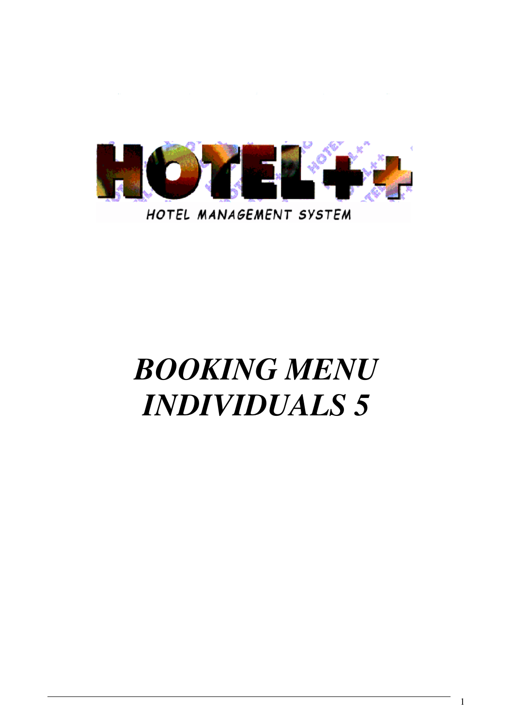HOTEL++

HOTEL MANAGEMENT SYSTEM

# *BOOKING MENU INDIVIDUALS 5*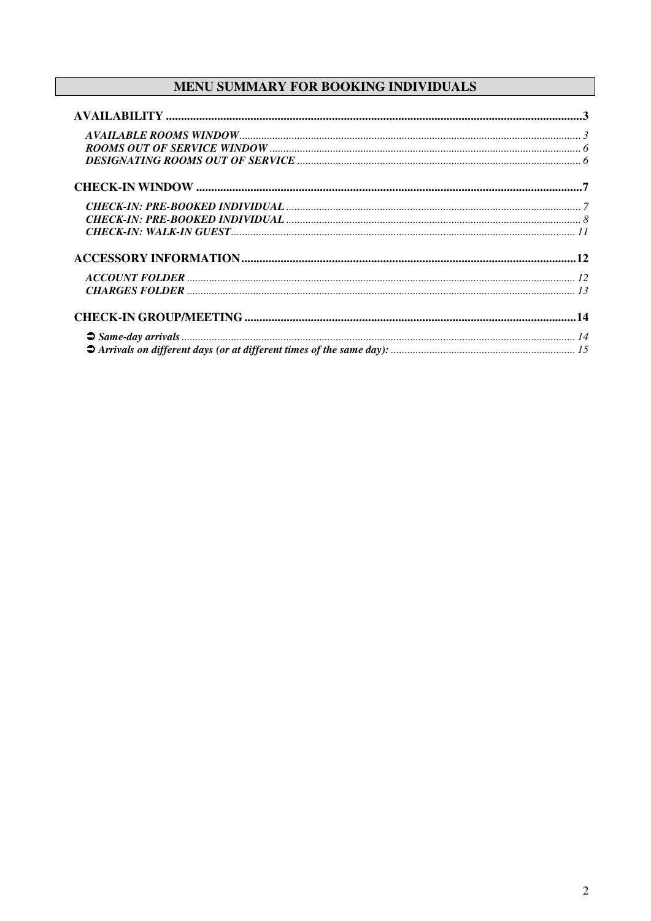# MENU SUMMARY FOR BOOKING INDIVIDUALS

**AVAILABILITY** ........................................................................................................................................ **3**

- ***AVAILABLE ROOMS WINDOW*** ........................................................................................................................... *3*
- ***ROOMS OUT OF SERVICE WINDOW*** ................................................................................................................. *6*
- ***DESIGNATING ROOMS OUT OF SERVICE*** ....................................................................................................... *6*

**CHECK-IN WINDOW** ............................................................................................................................... **7**

- ***CHECK-IN: PRE-BOOKED INDIVIDUAL*** .......................................................................................................... *7*
- ***CHECK-IN: PRE-BOOKED INDIVIDUAL*** .......................................................................................................... *8*
- ***CHECK-IN: WALK-IN GUEST*** ........................................................................................................................... *11*

**ACCESSORY INFORMATION** .............................................................................................................. **12**

- ***ACCOUNT FOLDER*** ........................................................................................................................................... *12*
- ***CHARGES FOLDER*** ........................................................................................................................................... *13*

**CHECK-IN GROUP/MEETING** ............................................................................................................. **14**

- ➲ ***Same-day arrivals*** .............................................................................................................................................. *14*
- ➲ ***Arrivals on different days (or at different times of the same day):*** ................................................................... *15*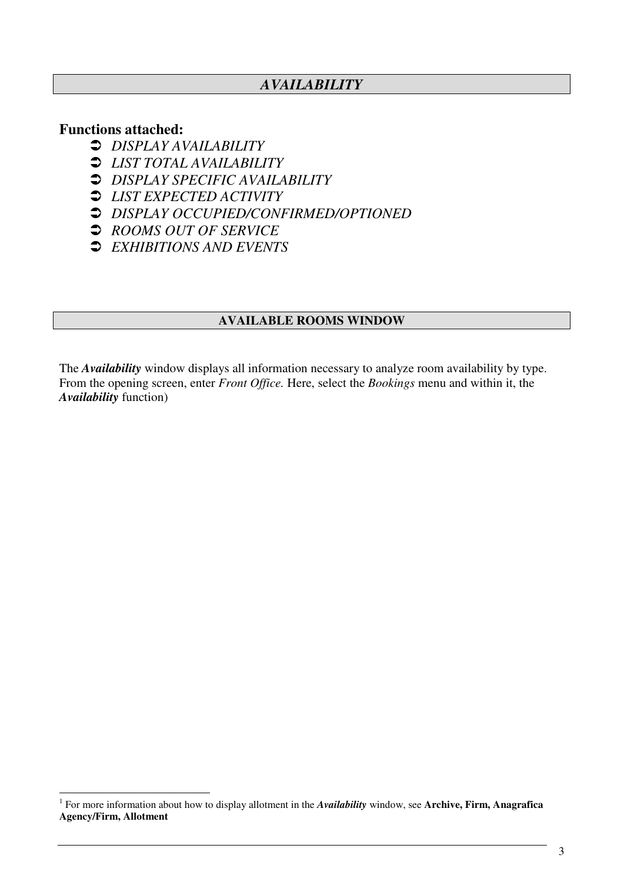# *AVAILABILITY*

**Functions attached:**

- *DISPLAY AVAILABILITY*
- *LIST TOTAL AVAILABILITY*
- *DISPLAY SPECIFIC AVAILABILITY*
- *LIST EXPECTED ACTIVITY*
- *DISPLAY OCCUPIED/CONFIRMED/OPTIONED*
- *ROOMS OUT OF SERVICE*
- *EXHIBITIONS AND EVENTS*

## AVAILABLE ROOMS WINDOW

The ***Availability*** window displays all information necessary to analyze room availability by type. From the opening screen, enter *Front Office.* Here, select the *Bookings* menu and within it, the ***Availability*** function)

---

[1] For more information about how to display allotment in the ***Availability*** window, see **Archive, Firm, Anagrafica Agency/Firm, Allotment**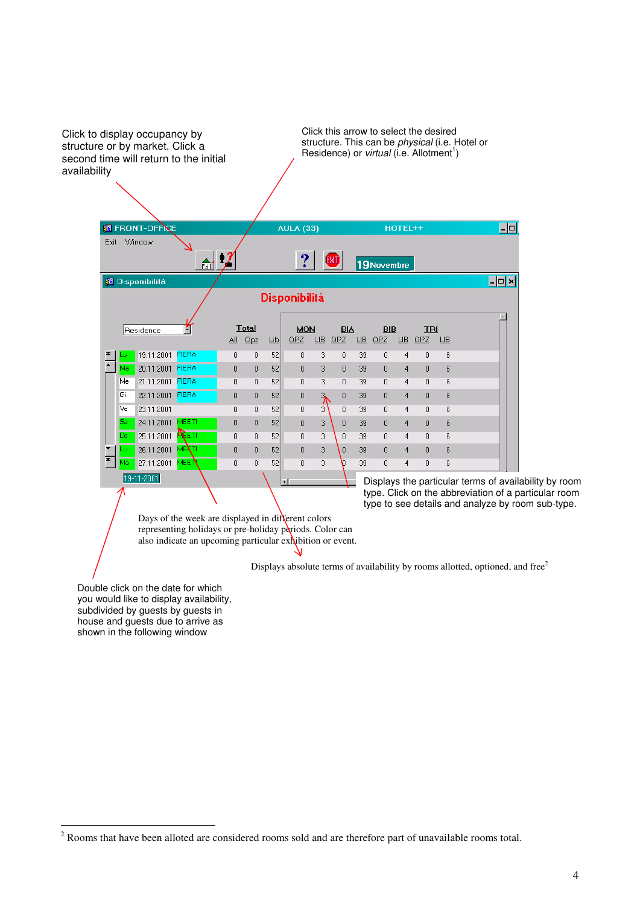Click to display occupancy by structure or by market. Click a second time will return to the initial availability

Click this arrow to select the desired structure. This can be *physical* (i.e. Hotel or Residence) or *virtual* (i.e. Allotment[1])

FRONT-OFFICE AULA (33) HOTEL++

Exit Window

19 Novembre

Disponibilità

**Disponibilità**

Residence

| | | | Total | | | MON | | BIA | | BIB | | TRI | |
|---|---|---|---|---|---|---|---|---|---|---|---|---|---|
| | | | All | Opz | Lib | OPZ | LIB | OPZ | LIB | OPZ | LIB | OPZ | LIB |
| Lu | 19.11.2001 | FIERA | 0 | 0 | 52 | 0 | 3 | 0 | 39 | 0 | 4 | 0 | 6 |
| Ma | 20.11.2001 | FIERA | 0 | 0 | 52 | 0 | 3 | 0 | 39 | 0 | 4 | 0 | 6 |
| Me | 21.11.2001 | FIERA | 0 | 0 | 52 | 0 | 3 | 0 | 39 | 0 | 4 | 0 | 6 |
| Gi | 22.11.2001 | FIERA | 0 | 0 | 52 | 0 | 3 | 0 | 39 | 0 | 4 | 0 | 6 |
| Ve | 23.11.2001 | | 0 | 0 | 52 | 0 | 3 | 0 | 39 | 0 | 4 | 0 | 6 |
| Sa | 24.11.2001 | MEETI | 0 | 0 | 52 | 0 | 3 | 0 | 39 | 0 | 4 | 0 | 6 |
| Do | 25.11.2001 | MEETI | 0 | 0 | 52 | 0 | 3 | 0 | 39 | 0 | 4 | 0 | 6 |
| Lu | 26.11.2001 | MEETI | 0 | 0 | 52 | 0 | 3 | 0 | 39 | 0 | 4 | 0 | 6 |
| Ma | 27.11.2001 | MEETI | 0 | 0 | 52 | 0 | 3 | 0 | 39 | 0 | 4 | 0 | 6 |

19-11-2001

Displays the particular terms of availability by room type. Click on the abbreviation of a particular room type to see details and analyze by room sub-type.

Days of the week are displayed in different colors representing holidays or pre-holiday periods. Color can also indicate an upcoming particular exhibition or event.

Displays absolute terms of availability by rooms allotted, optioned, and free[2]

Double click on the date for which you would like to display availability, subdivided by guests by guests in house and guests due to arrive as shown in the following window

---

[2] Rooms that have been alloted are considered rooms sold and are therefore part of unavailable rooms total.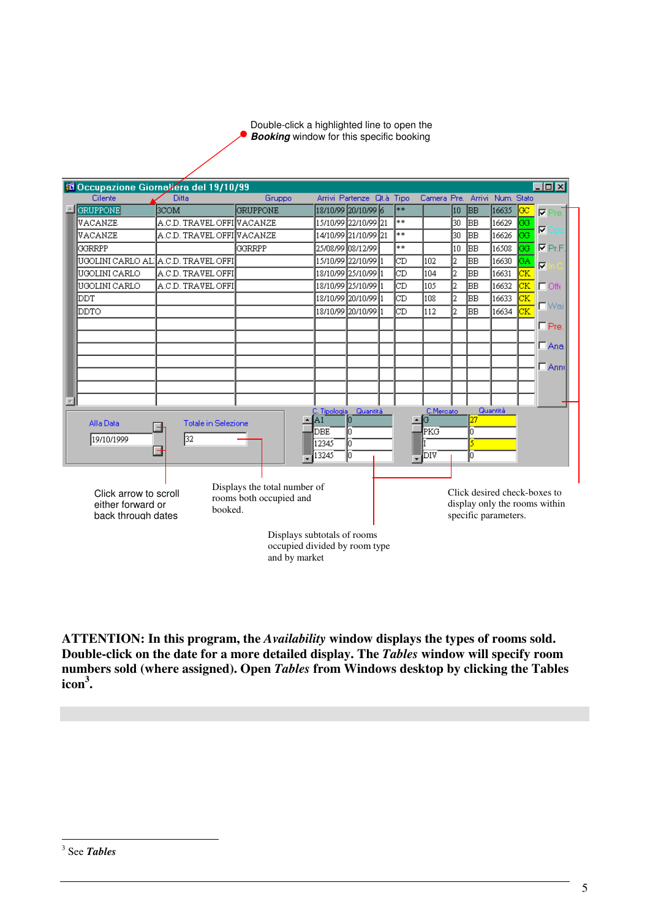Double-click a highlighted line to open the ***Booking*** window for this specific booking

**Occupazione Giornaliera del 19/10/99**

| Cliente | Ditta | Gruppo | Arrivi | Partenze | Qtà | Tipo | Camera | Pre. | Arrivi | Num. | Stato |
|---|---|---|---|---|---|---|---|---|---|---|---|
| GRUPPONE | 3COM | GRUPPONE | 18/10/99 | 20/10/99 | 6 | ** | | 10 | BB | 16635 | GC |
| VACANZE | A.C.D. TRAVEL OFFI | VACANZE | 15/10/99 | 22/10/99 | 21 | ** | | 30 | BB | 16629 | GG |
| VACANZE | A.C.D. TRAVEL OFFI | VACANZE | 14/10/99 | 21/10/99 | 21 | ** | | 30 | BB | 16626 | GG |
| GGRRPP | | GGRRPP | 25/08/99 | 08/12/99 | | ** | | 10 | BB | 16508 | GG |
| UGOLINI CARLO AL | A.C.D. TRAVEL OFFI | | 15/10/99 | 22/10/99 | 1 | CD | 102 | 2 | BB | 16630 | GA |
| UGOLINI CARLO | A.C.D. TRAVEL OFFI | | 18/10/99 | 25/10/99 | 1 | CD | 104 | 2 | BB | 16631 | CK |
| UGOLINI CARLO | A.C.D. TRAVEL OFFI | | 18/10/99 | 25/10/99 | 1 | CD | 105 | 2 | BB | 16632 | CK |
| DDT | | | 18/10/99 | 20/10/99 | 1 | CD | 108 | 2 | BB | 16633 | CK |
| DDTO | | | 18/10/99 | 20/10/99 | 1 | CD | 112 | 2 | BB | 16634 | CK |

Check-boxes: Pre., Opz., Pr.F., In C., Offe, Wai, Pre., Ana, Annu

Alla Data: 19/10/1999 — Totale in Selezione: 32

| C. Tipologia | Quantità |
|---|---|
| A1 | 0 |
| DBE | 0 |
| 12345 | 0 |
| 13245 | 0 |

| C.Mercato | Quantità |
|---|---|
| G | 27 |
| PKG | 0 |
| I | 5 |
| DIV | 0 |

Click arrow to scroll either forward or back through dates

Displays the total number of rooms both occupied and booked.

Displays subtotals of rooms occupied divided by room type and by market

Click desired check-boxes to display only the rooms within specific parameters.

**ATTENTION: In this program, the *Availability* window displays the types of rooms sold. Double-click on the date for a more detailed display. The *Tables* window will specify room numbers sold (where assigned). Open *Tables* from Windows desktop by clicking the Tables icon[3].**

---

[3] See ***Tables***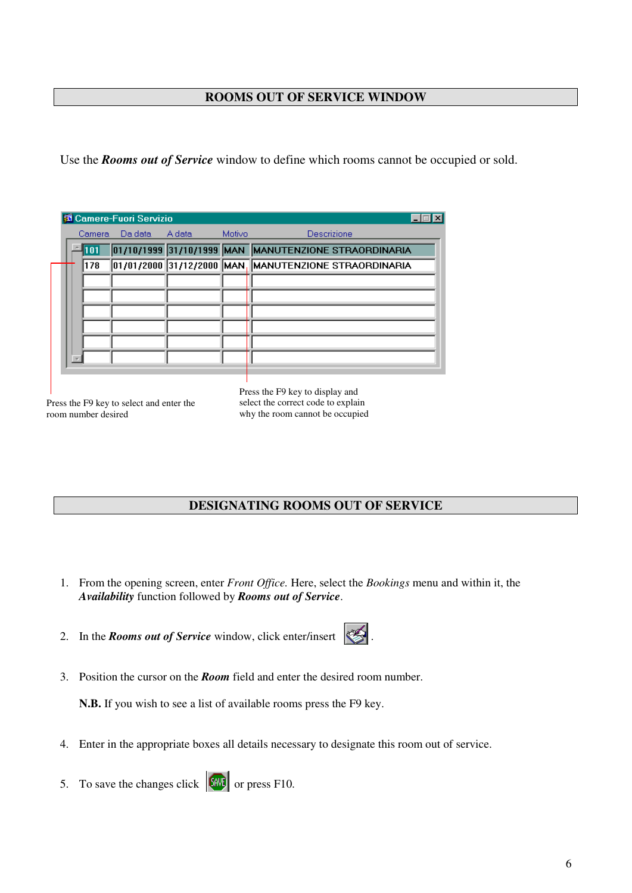## ROOMS OUT OF SERVICE WINDOW

Use the ***Rooms out of Service*** window to define which rooms cannot be occupied or sold.

| Camera | Da data | A data | Motivo | Descrizione |
|---|---|---|---|---|
| 101 | 01/10/1999 | 31/10/1999 | MAN | MANUTENZIONE STRAORDINARIA |
| 178 | 01/01/2000 | 31/12/2000 | MAN | MANUTENZIONE STRAORDINARIA |

Press the F9 key to select and enter the room number desired

Press the F9 key to display and select the correct code to explain why the room cannot be occupied

## DESIGNATING ROOMS OUT OF SERVICE

1. From the opening screen, enter *Front Office*. Here, select the *Bookings* menu and within it, the ***Availability*** function followed by ***Rooms out of Service***.

2. In the ***Rooms out of Service*** window, click enter/insert .

3. Position the cursor on the ***Room*** field and enter the desired room number.

   **N.B.** If you wish to see a list of available rooms press the F9 key.

4. Enter in the appropriate boxes all details necessary to designate this room out of service.

5. To save the changes click  or press F10.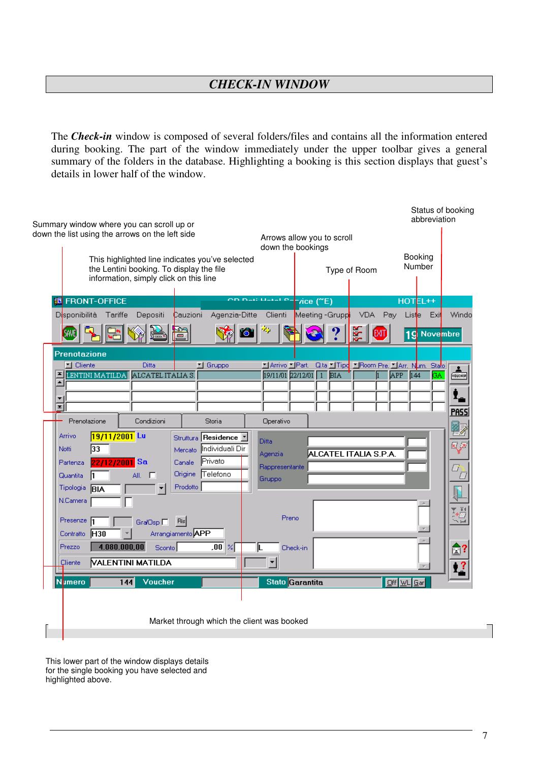## *CHECK-IN WINDOW*

The ***Check-in*** window is composed of several folders/files and contains all the information entered during booking. The part of the window immediately under the upper toolbar gives a general summary of the folders in the database. Highlighting a booking is this section displays that guest's details in lower half of the window.

Status of booking abbreviation

Summary window where you can scroll up or down the list using the arrows on the left side

Arrows allow you to scroll down the bookings

This highlighted line indicates you've selected the Lentini booking. To display the file information, simply click on this line

Type of Room

Booking Number

Market through which the client was booked

This lower part of the window displays details for the single booking you have selected and highlighted above.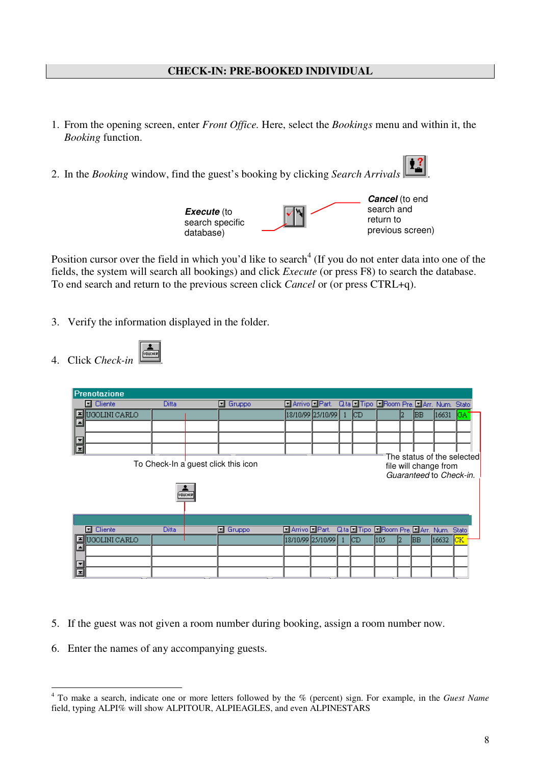## CHECK-IN: PRE-BOOKED INDIVIDUAL

1. From the opening screen, enter *Front Office.* Here, select the *Bookings* menu and within it, the *Booking* function.

2. In the *Booking* window, find the guest's booking by clicking *Search Arrivals* .

**Execute** (to search specific database)

**Cancel** (to end search and return to previous screen)

Position cursor over the field in which you'd like to search[4] (If you do not enter data into one of the fields, the system will search all bookings) and click *Execute* (or press F8) to search the database. To end search and return to the previous screen click *Cancel* or (or press CTRL+q).

3. Verify the information displayed in the folder.

4. Click *Check-in* .

**Prenotazione**

| Cliente | Ditta | Gruppo | Arrivo | Part. | Q.ta | Tipo | Room | Pre. | Arr. | Num. | Stato |
|---|---|---|---|---|---|---|---|---|---|---|---|
| UGOLINI CARLO | | | 18/10/99 | 25/10/99 | 1 | CD | | 2 | BB | 16631 | GA |

To Check-In a guest click this icon

The status of the selected file will change from *Guaranteed* to *Check-in*.

| Cliente | Ditta | Gruppo | Arrivo | Part. | Q.ta | Tipo | Room | Pre. | Arr. | Num. | Stato |
|---|---|---|---|---|---|---|---|---|---|---|---|
| UGOLINI CARLO | | | 18/10/99 | 25/10/99 | 1 | CD | 105 | 2 | BB | 16632 | CK |

5. If the guest was not given a room number during booking, assign a room number now.

6. Enter the names of any accompanying guests.

---

[4] To make a search, indicate one or more letters followed by the % (percent) sign. For example, in the *Guest Name* field, typing ALPI% will show ALPITOUR, ALPIEAGLES, and even ALPINESTARS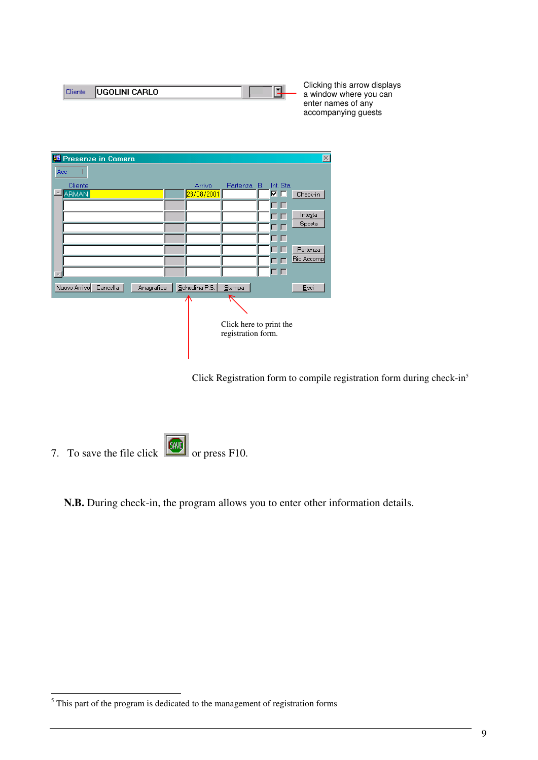Clicking this arrow displays a window where you can enter names of any accompanying guests

Click here to print the registration form.

Click Registration form to compile registration form during check-in[5]

7. To save the file click or press F10.

**N.B.** During check-in, the program allows you to enter other information details.

[5] This part of the program is dedicated to the management of registration forms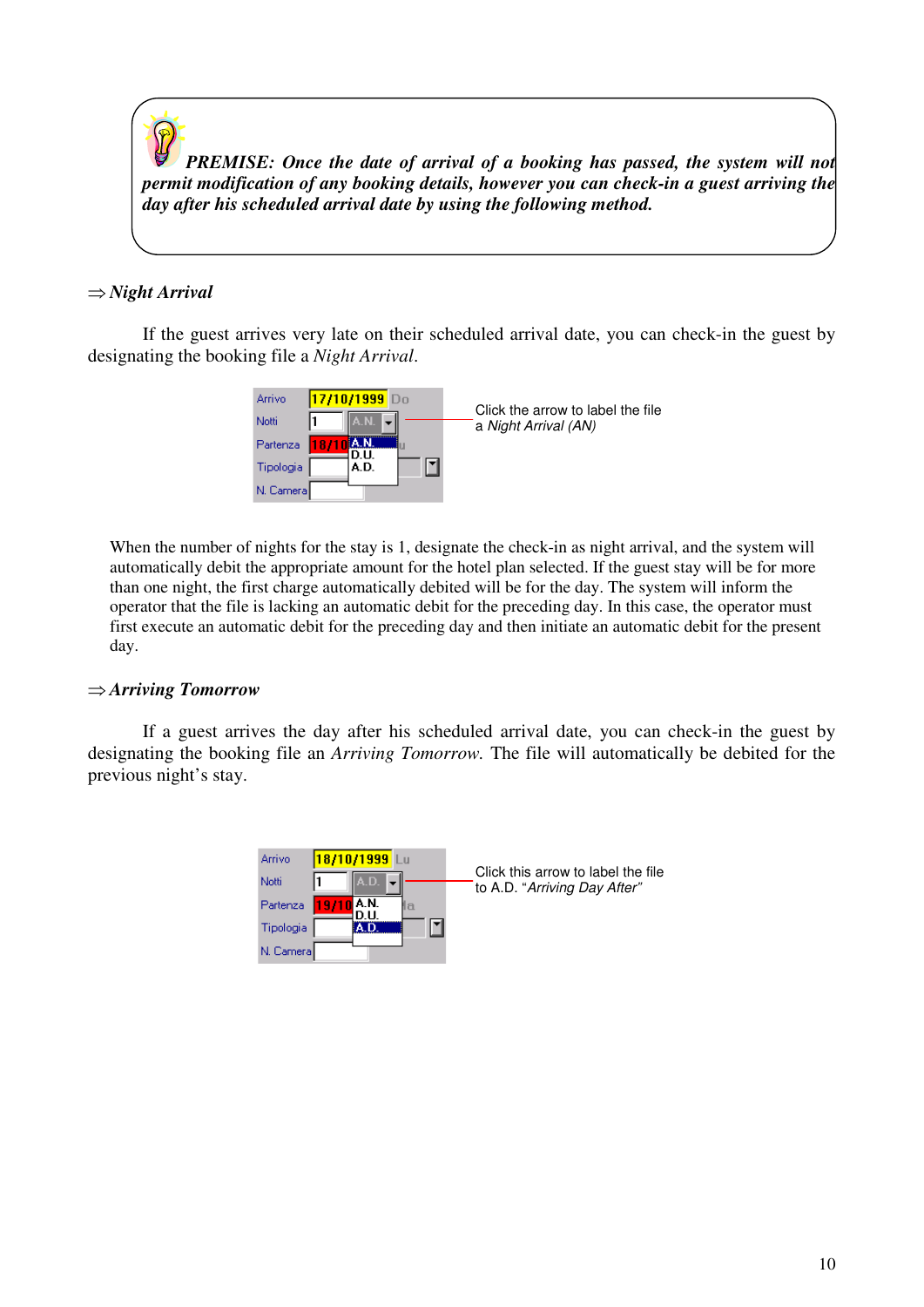***PREMISE: Once the date of arrival of a booking has passed, the system will not permit modification of any booking details, however you can check-in a guest arriving the day after his scheduled arrival date by using the following method.***

⇒ ***Night Arrival***

If the guest arrives very late on their scheduled arrival date, you can check-in the guest by designating the booking file a *Night Arrival*.

Click the arrow to label the file a *Night Arrival (AN)*

When the number of nights for the stay is 1, designate the check-in as night arrival, and the system will automatically debit the appropriate amount for the hotel plan selected. If the guest stay will be for more than one night, the first charge automatically debited will be for the day. The system will inform the operator that the file is lacking an automatic debit for the preceding day. In this case, the operator must first execute an automatic debit for the preceding day and then initiate an automatic debit for the present day.

⇒ ***Arriving Tomorrow***

If a guest arrives the day after his scheduled arrival date, you can check-in the guest by designating the booking file an *Arriving Tomorrow*. The file will automatically be debited for the previous night's stay.

Click this arrow to label the file to A.D. "*Arriving Day After"*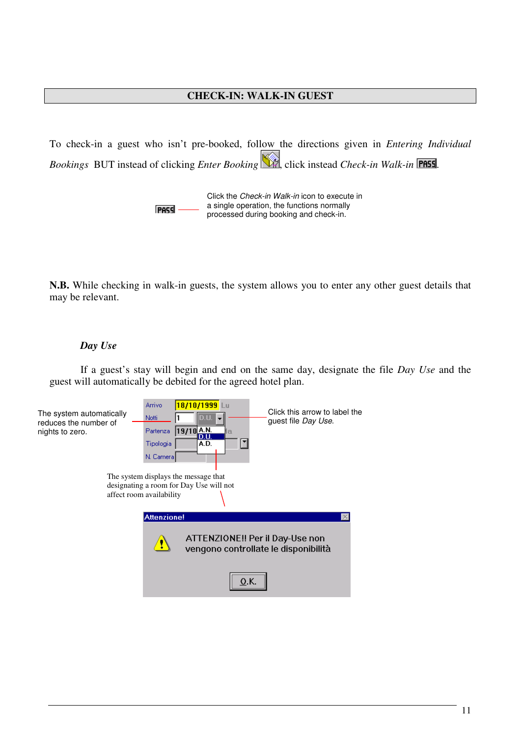## CHECK-IN: WALK-IN GUEST

To check-in a guest who isn't pre-booked, follow the directions given in *Entering Individual Bookings* BUT instead of clicking *Enter Booking*, click instead *Check-in Walk-in*.

Click the *Check-in Walk-in* icon to execute in a single operation, the functions normally processed during booking and check-in.

**N.B.** While checking in walk-in guests, the system allows you to enter any other guest details that may be relevant.

### *Day Use*

If a guest's stay will begin and end on the same day, designate the file *Day Use* and the guest will automatically be debited for the agreed hotel plan.

The system automatically reduces the number of nights to zero.

Click this arrow to label the guest file *Day Use*.

The system displays the message that designating a room for Day Use will not affect room availability

Arrivo 18/10/1999 Lu
Notti 1 D.U.
Partenza 19/10 A.N. D.U. A.D.
Tipologia
N. Camera

Attenzione!

ATTENZIONE!! Per il Day-Use non vengono controllate le disponibilità

O.K.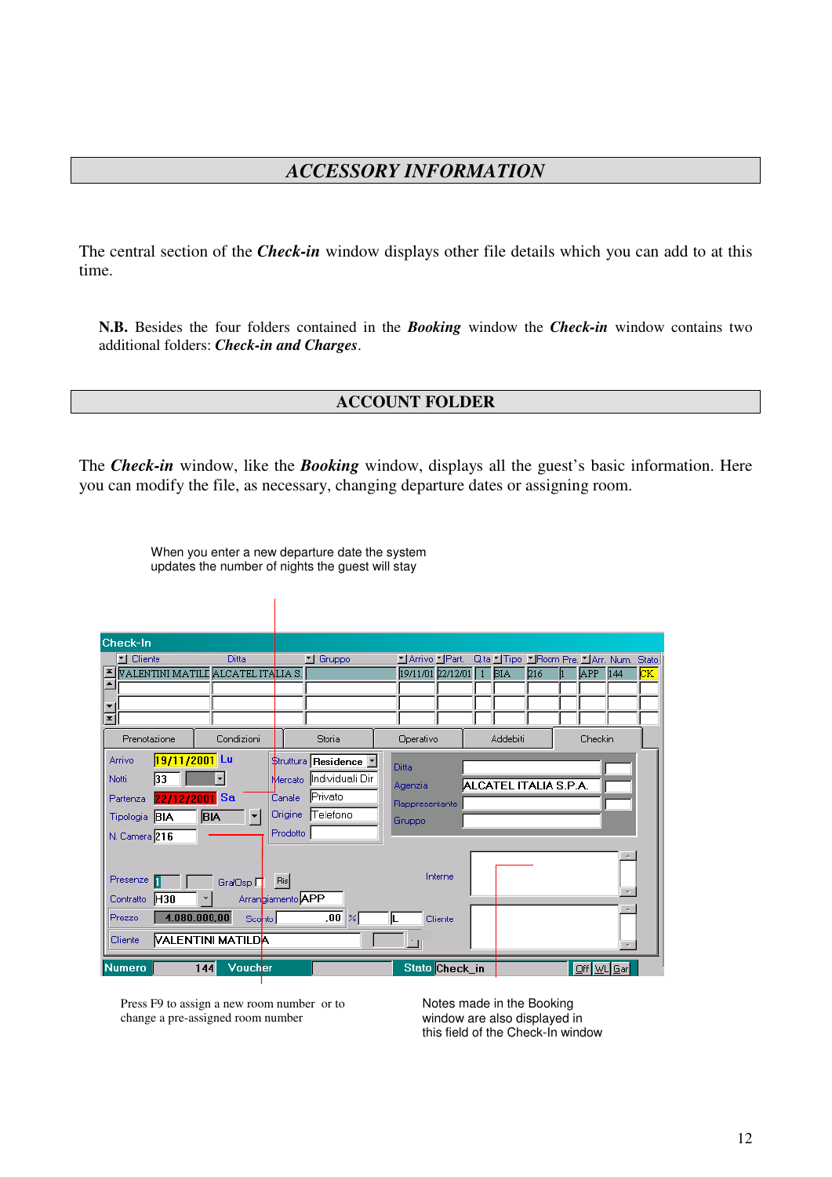# *ACCESSORY INFORMATION*

The central section of the ***Check-in*** window displays other file details which you can add to at this time.

**N.B.** Besides the four folders contained in the ***Booking*** window the ***Check-in*** window contains two additional folders: ***Check-in and Charges***.

## ACCOUNT FOLDER

The ***Check-in*** window, like the ***Booking*** window, displays all the guest's basic information. Here you can modify the file, as necessary, changing departure dates or assigning room.

When you enter a new departure date the system updates the number of nights the guest will stay

Press F9 to assign a new room number or to change a pre-assigned room number

Notes made in the Booking window are also displayed in this field of the Check-In window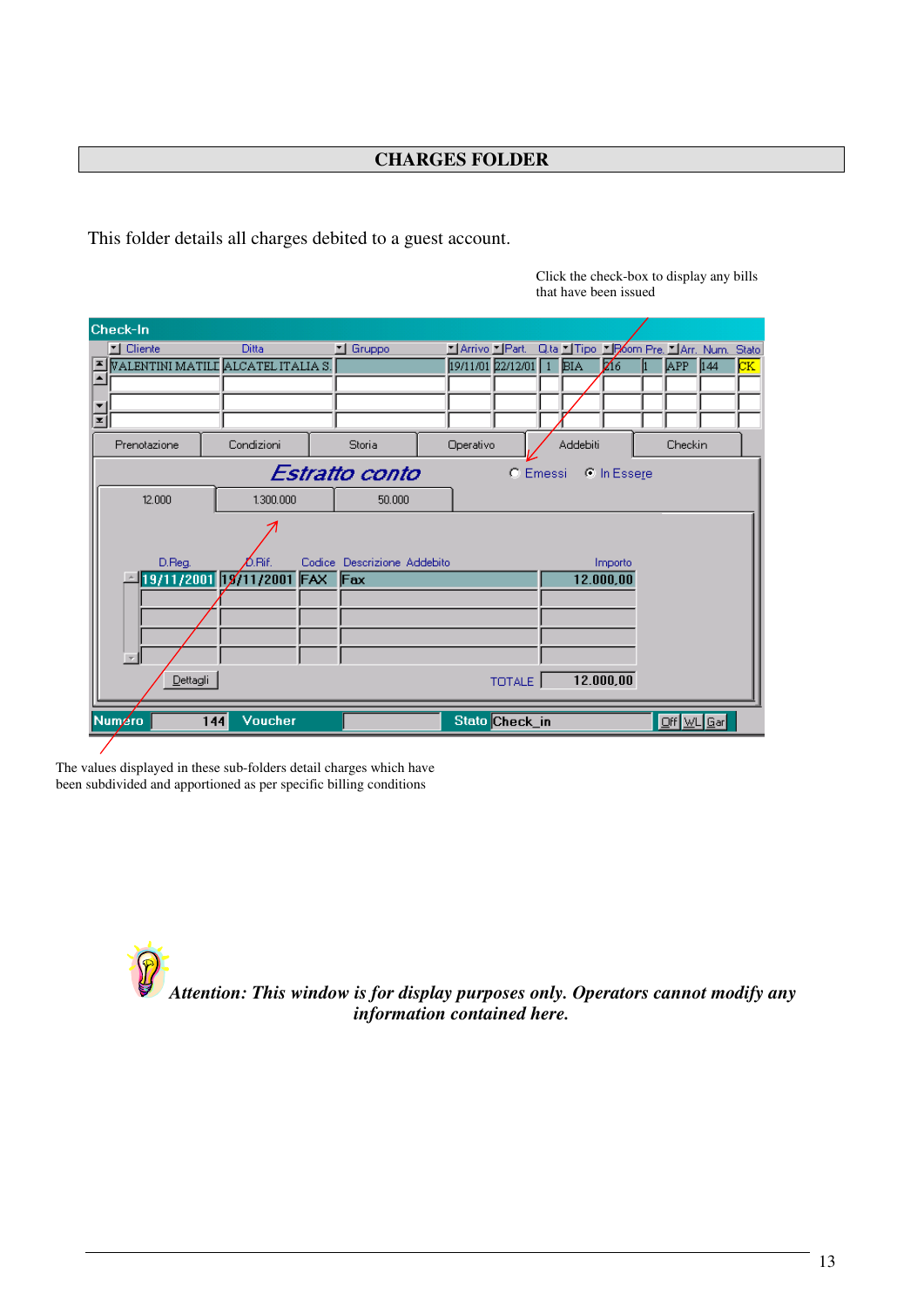# CHARGES FOLDER

This folder details all charges debited to a guest account.

Click the check-box to display any bills that have been issued

The values displayed in these sub-folders detail charges which have been subdivided and apportioned as per specific billing conditions

***Attention: This window is for display purposes only. Operators cannot modify any information contained here.***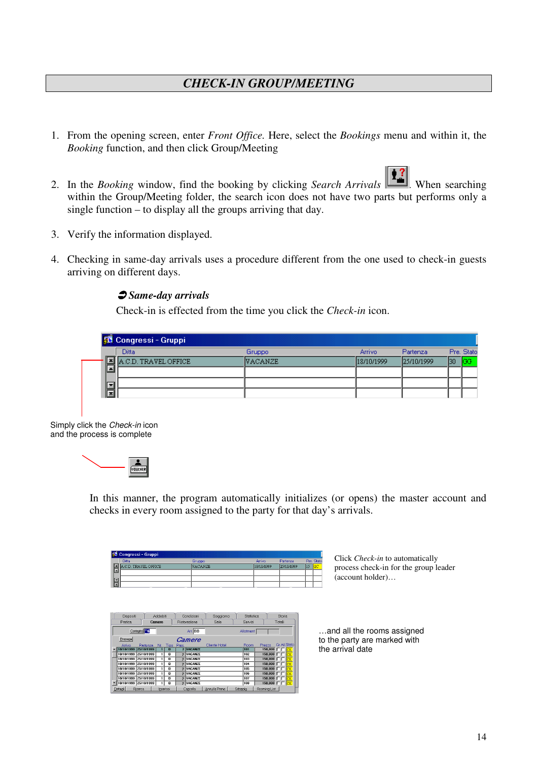# CHECK-IN GROUP/MEETING

1. From the opening screen, enter *Front Office.* Here, select the *Bookings* menu and within it, the *Booking* function, and then click Group/Meeting

2. In the *Booking* window, find the booking by clicking *Search Arrivals*. When searching within the Group/Meeting folder, the search icon does not have two parts but performs only a single function – to display all the groups arriving that day.

3. Verify the information displayed.

4. Checking in same-day arrivals uses a procedure different from the one used to check-in guests arriving on different days.

***Same-day arrivals***

Check-in is effected from the time you click the *Check-in* icon.

Simply click the *Check-in* icon and the process is complete

In this manner, the program automatically initializes (or opens) the master account and checks in every room assigned to the party for that day's arrivals.

Click *Check-in* to automatically process check-in for the group leader (account holder)…

…and all the rooms assigned to the party are marked with the arrival date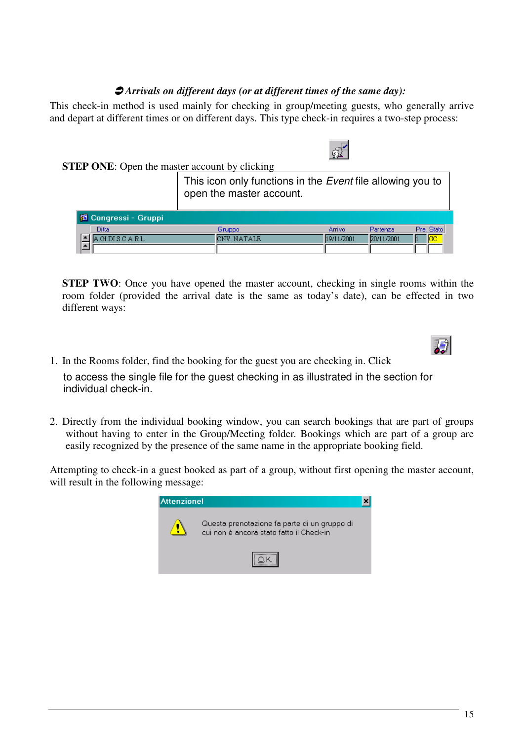➲ *Arrivals on different days (or at different times of the same day):*

This check-in method is used mainly for checking in group/meeting guests, who generally arrive and depart at different times or on different days. This type check-in requires a two-step process:

**STEP ONE**: Open the master account by clicking

This icon only functions in the *Event* file allowing you to open the master account.

Congressi - Gruppi

| Ditta | Gruppo | Arrivo | Partenza | Pre. | Stato |
|---|---|---|---|---|---|
| A.GI.DI.S.C.A.R.L | CNV. NATALE | 19/11/2001 | 20/11/2001 | 1 | GC |

**STEP TWO**: Once you have opened the master account, checking in single rooms within the room folder (provided the arrival date is the same as today's date), can be effected in two different ways:

1. In the Rooms folder, find the booking for the guest you are checking in. Click to access the single file for the guest checking in as illustrated in the section for individual check-in.

2. Directly from the individual booking window, you can search bookings that are part of groups without having to enter in the Group/Meeting folder. Bookings which are part of a group are easily recognized by the presence of the same name in the appropriate booking field.

Attempting to check-in a guest booked as part of a group, without first opening the master account, will result in the following message:

Attenzione!

Questa prenotazione fa parte di un gruppo di cui non é ancora stato fatto il Check-in

OK